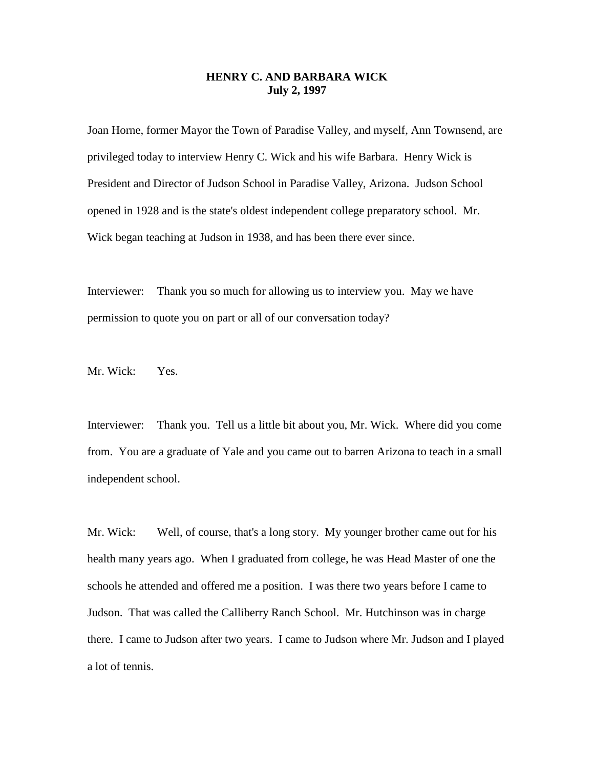# HENRY C. AND BARBARA WICK
**July 2, 1997**

Joan Horne, former Mayor the Town of Paradise Valley, and myself, Ann Townsend, are privileged today to interview Henry C. Wick and his wife Barbara. Henry Wick is President and Director of Judson School in Paradise Valley, Arizona. Judson School opened in 1928 and is the state's oldest independent college preparatory school. Mr. Wick began teaching at Judson in 1938, and has been there ever since.

Interviewer: Thank you so much for allowing us to interview you. May we have permission to quote you on part or all of our conversation today?

Mr. Wick: Yes.

Interviewer: Thank you. Tell us a little bit about you, Mr. Wick. Where did you come from. You are a graduate of Yale and you came out to barren Arizona to teach in a small independent school.

Mr. Wick: Well, of course, that's a long story. My younger brother came out for his health many years ago. When I graduated from college, he was Head Master of one the schools he attended and offered me a position. I was there two years before I came to Judson. That was called the Calliberry Ranch School. Mr. Hutchinson was in charge there. I came to Judson after two years. I came to Judson where Mr. Judson and I played a lot of tennis.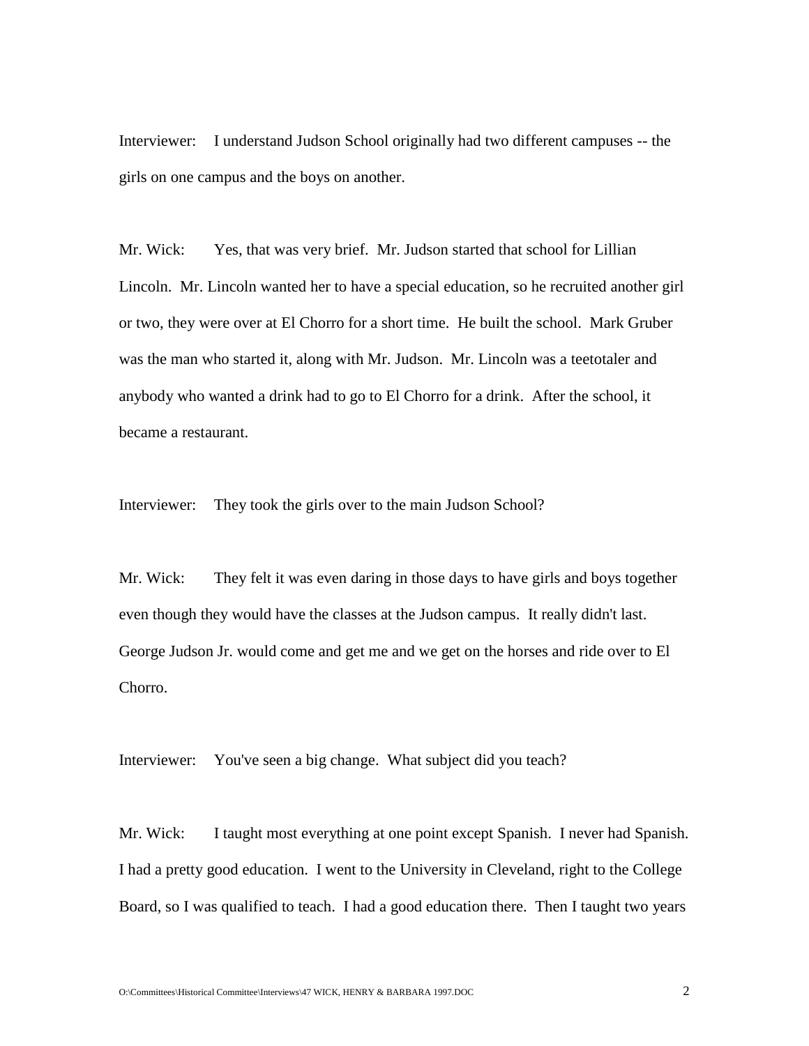Interviewer: I understand Judson School originally had two different campuses -- the girls on one campus and the boys on another.

Mr. Wick: Yes, that was very brief. Mr. Judson started that school for Lillian Lincoln. Mr. Lincoln wanted her to have a special education, so he recruited another girl or two, they were over at El Chorro for a short time. He built the school. Mark Gruber was the man who started it, along with Mr. Judson. Mr. Lincoln was a teetotaler and anybody who wanted a drink had to go to El Chorro for a drink. After the school, it became a restaurant.

Interviewer: They took the girls over to the main Judson School?

Mr. Wick: They felt it was even daring in those days to have girls and boys together even though they would have the classes at the Judson campus. It really didn't last. George Judson Jr. would come and get me and we get on the horses and ride over to El Chorro.

Interviewer: You've seen a big change. What subject did you teach?

Mr. Wick: I taught most everything at one point except Spanish. I never had Spanish. I had a pretty good education. I went to the University in Cleveland, right to the College Board, so I was qualified to teach. I had a good education there. Then I taught two years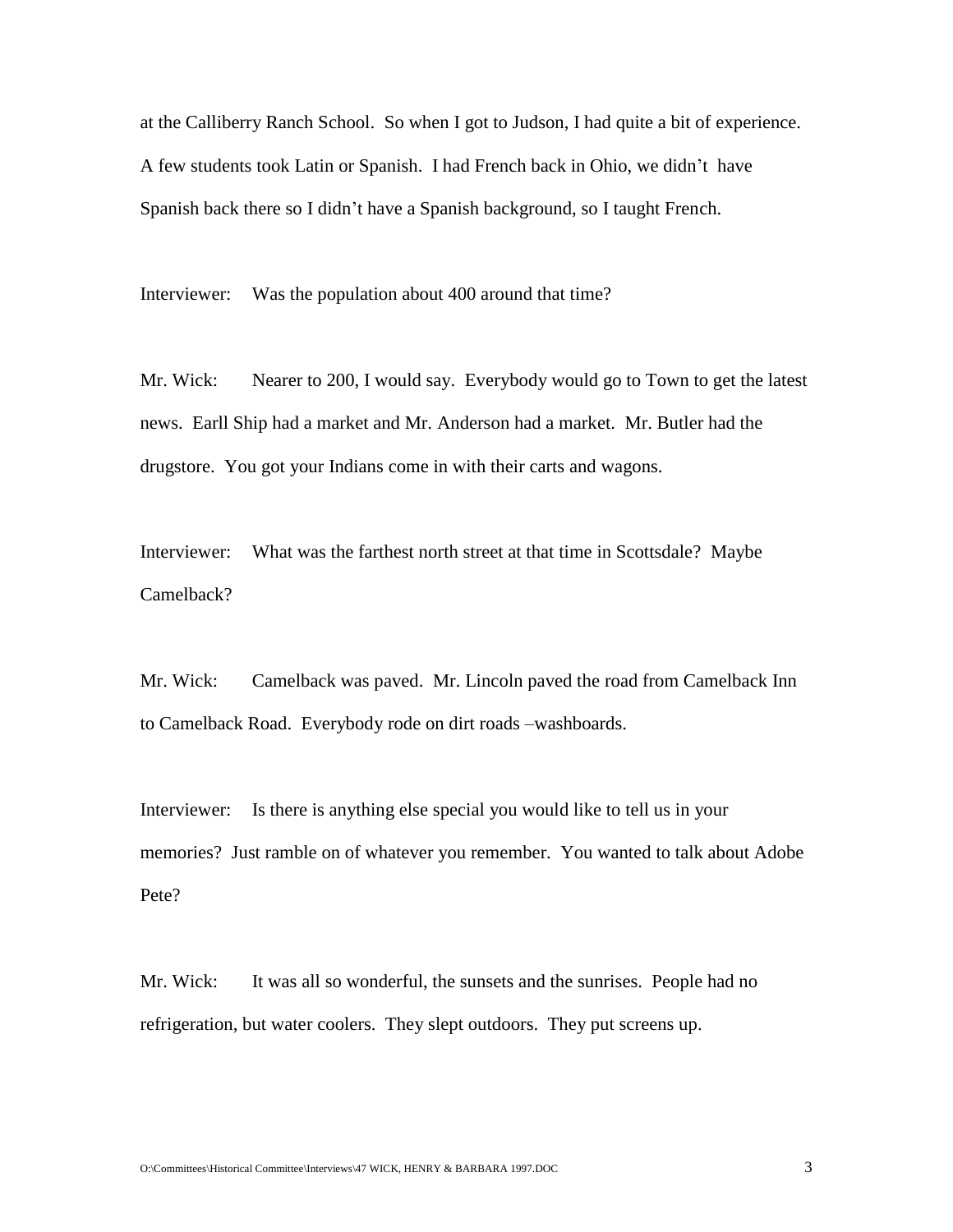at the Calliberry Ranch School. So when I got to Judson, I had quite a bit of experience. A few students took Latin or Spanish. I had French back in Ohio, we didn't have Spanish back there so I didn't have a Spanish background, so I taught French.

Interviewer: Was the population about 400 around that time?

Mr. Wick: Nearer to 200, I would say. Everybody would go to Town to get the latest news. Earll Ship had a market and Mr. Anderson had a market. Mr. Butler had the drugstore. You got your Indians come in with their carts and wagons.

Interviewer: What was the farthest north street at that time in Scottsdale? Maybe Camelback?

Mr. Wick: Camelback was paved. Mr. Lincoln paved the road from Camelback Inn to Camelback Road. Everybody rode on dirt roads –washboards.

Interviewer: Is there is anything else special you would like to tell us in your memories? Just ramble on of whatever you remember. You wanted to talk about Adobe Pete?

Mr. Wick: It was all so wonderful, the sunsets and the sunrises. People had no refrigeration, but water coolers. They slept outdoors. They put screens up.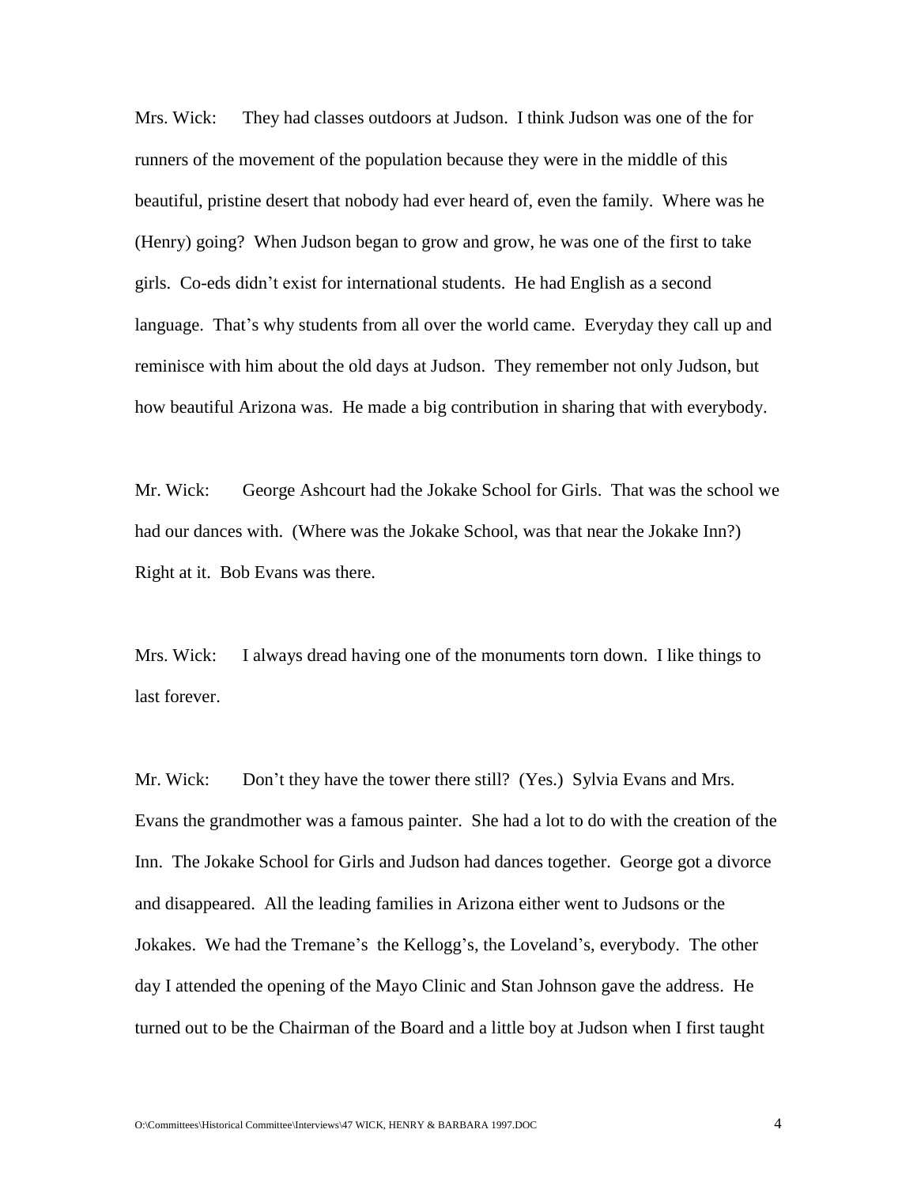Mrs. Wick: They had classes outdoors at Judson. I think Judson was one of the for runners of the movement of the population because they were in the middle of this beautiful, pristine desert that nobody had ever heard of, even the family. Where was he (Henry) going? When Judson began to grow and grow, he was one of the first to take girls. Co-eds didn't exist for international students. He had English as a second language. That's why students from all over the world came. Everyday they call up and reminisce with him about the old days at Judson. They remember not only Judson, but how beautiful Arizona was. He made a big contribution in sharing that with everybody.

Mr. Wick: George Ashcourt had the Jokake School for Girls. That was the school we had our dances with. (Where was the Jokake School, was that near the Jokake Inn?) Right at it. Bob Evans was there.

Mrs. Wick: I always dread having one of the monuments torn down. I like things to last forever.

Mr. Wick: Don't they have the tower there still? (Yes.) Sylvia Evans and Mrs. Evans the grandmother was a famous painter. She had a lot to do with the creation of the Inn. The Jokake School for Girls and Judson had dances together. George got a divorce and disappeared. All the leading families in Arizona either went to Judsons or the Jokakes. We had the Tremane's the Kellogg's, the Loveland's, everybody. The other day I attended the opening of the Mayo Clinic and Stan Johnson gave the address. He turned out to be the Chairman of the Board and a little boy at Judson when I first taught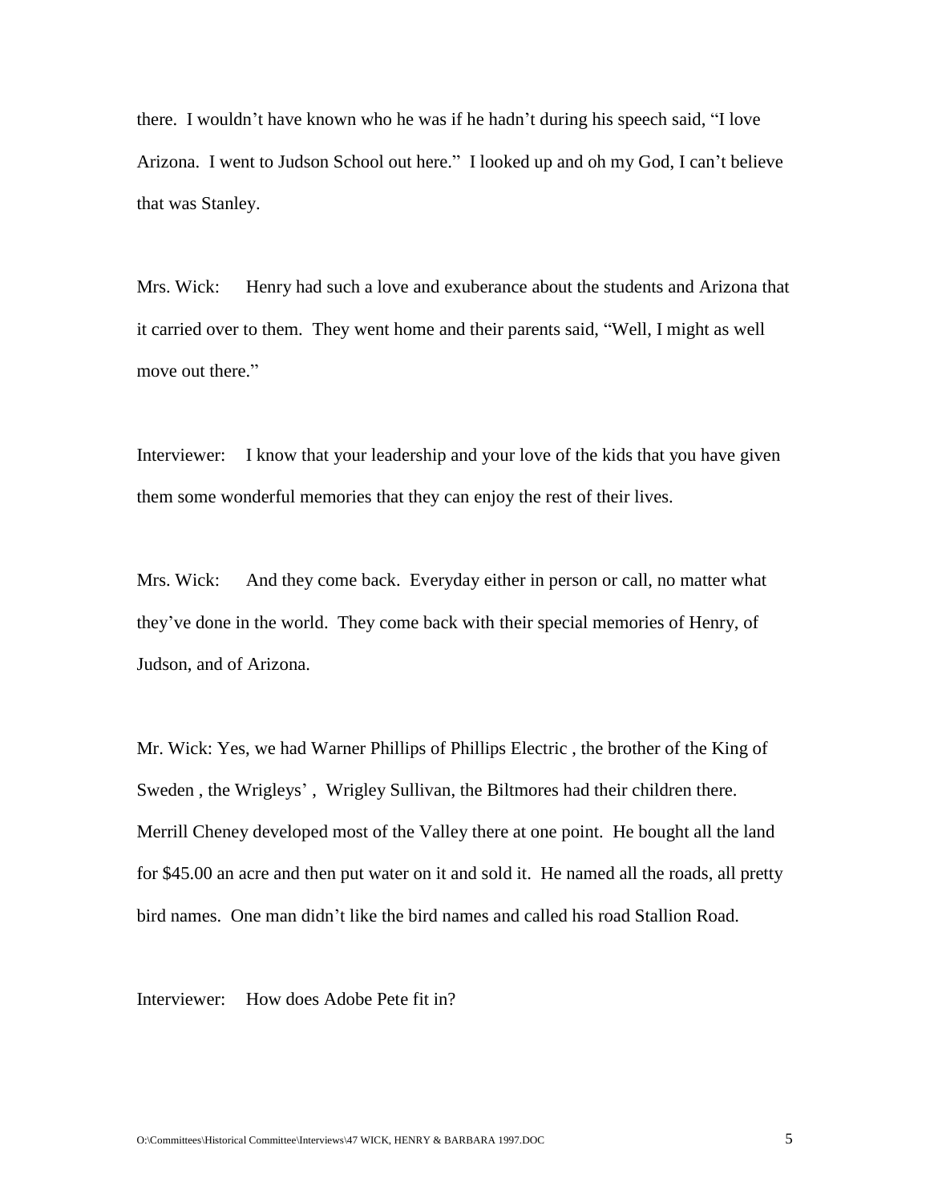there. I wouldn't have known who he was if he hadn't during his speech said, "I love Arizona. I went to Judson School out here." I looked up and oh my God, I can't believe that was Stanley.

Mrs. Wick: Henry had such a love and exuberance about the students and Arizona that it carried over to them. They went home and their parents said, "Well, I might as well move out there."

Interviewer: I know that your leadership and your love of the kids that you have given them some wonderful memories that they can enjoy the rest of their lives.

Mrs. Wick: And they come back. Everyday either in person or call, no matter what they've done in the world. They come back with their special memories of Henry, of Judson, and of Arizona.

Mr. Wick: Yes, we had Warner Phillips of Phillips Electric , the brother of the King of Sweden , the Wrigleys' , Wrigley Sullivan, the Biltmores had their children there. Merrill Cheney developed most of the Valley there at one point. He bought all the land for $45.00 an acre and then put water on it and sold it. He named all the roads, all pretty bird names. One man didn't like the bird names and called his road Stallion Road.

Interviewer: How does Adobe Pete fit in?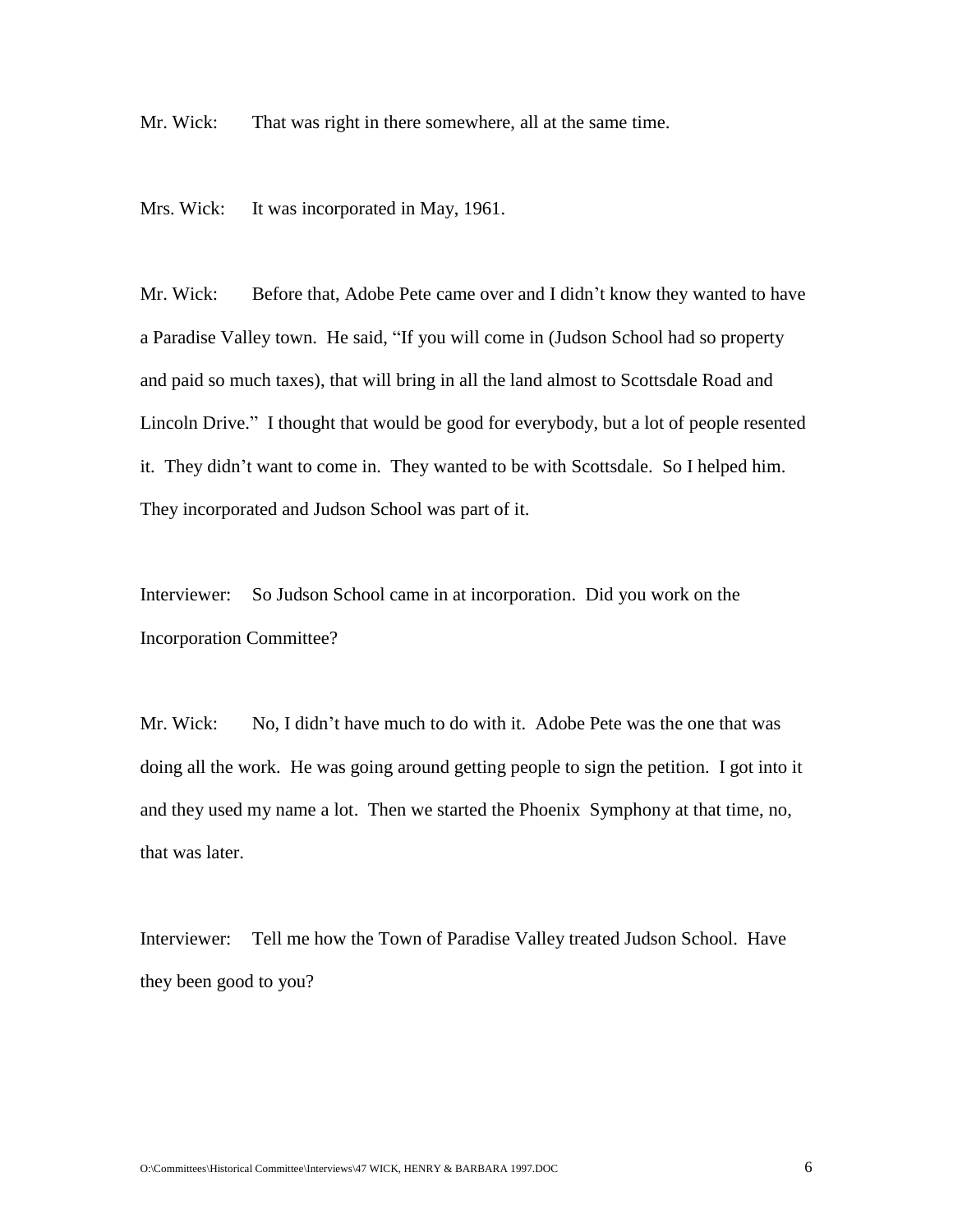Mr. Wick: That was right in there somewhere, all at the same time.

Mrs. Wick: It was incorporated in May, 1961.

Mr. Wick: Before that, Adobe Pete came over and I didn't know they wanted to have a Paradise Valley town. He said, "If you will come in (Judson School had so property and paid so much taxes), that will bring in all the land almost to Scottsdale Road and Lincoln Drive." I thought that would be good for everybody, but a lot of people resented it. They didn't want to come in. They wanted to be with Scottsdale. So I helped him. They incorporated and Judson School was part of it.

Interviewer: So Judson School came in at incorporation. Did you work on the Incorporation Committee?

Mr. Wick: No, I didn't have much to do with it. Adobe Pete was the one that was doing all the work. He was going around getting people to sign the petition. I got into it and they used my name a lot. Then we started the Phoenix Symphony at that time, no, that was later.

Interviewer: Tell me how the Town of Paradise Valley treated Judson School. Have they been good to you?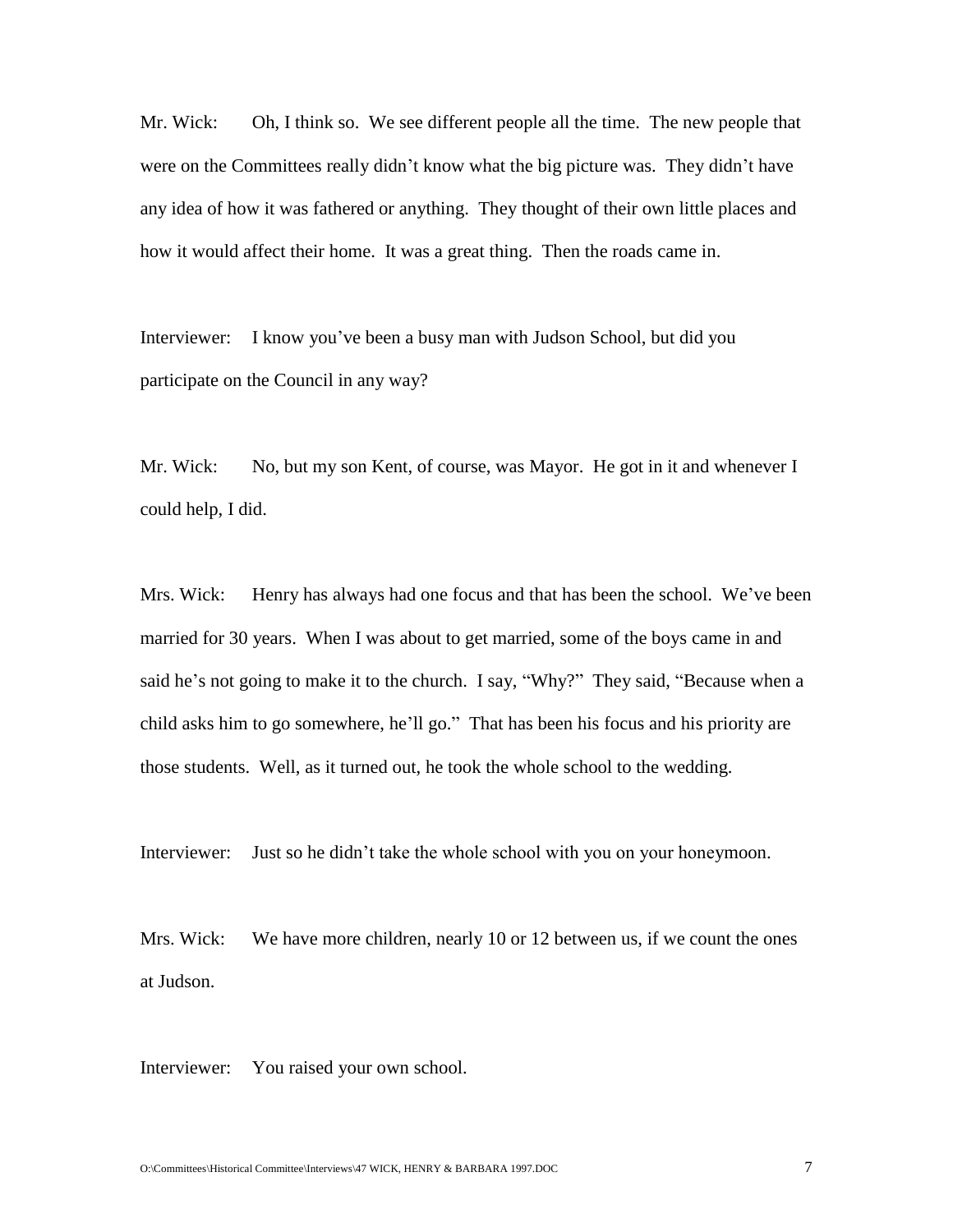Mr. Wick: Oh, I think so. We see different people all the time. The new people that were on the Committees really didn't know what the big picture was. They didn't have any idea of how it was fathered or anything. They thought of their own little places and how it would affect their home. It was a great thing. Then the roads came in.

Interviewer: I know you've been a busy man with Judson School, but did you participate on the Council in any way?

Mr. Wick: No, but my son Kent, of course, was Mayor. He got in it and whenever I could help, I did.

Mrs. Wick: Henry has always had one focus and that has been the school. We've been married for 30 years. When I was about to get married, some of the boys came in and said he's not going to make it to the church. I say, "Why?" They said, "Because when a child asks him to go somewhere, he'll go." That has been his focus and his priority are those students. Well, as it turned out, he took the whole school to the wedding.

Interviewer: Just so he didn't take the whole school with you on your honeymoon.

Mrs. Wick: We have more children, nearly 10 or 12 between us, if we count the ones at Judson.

Interviewer: You raised your own school.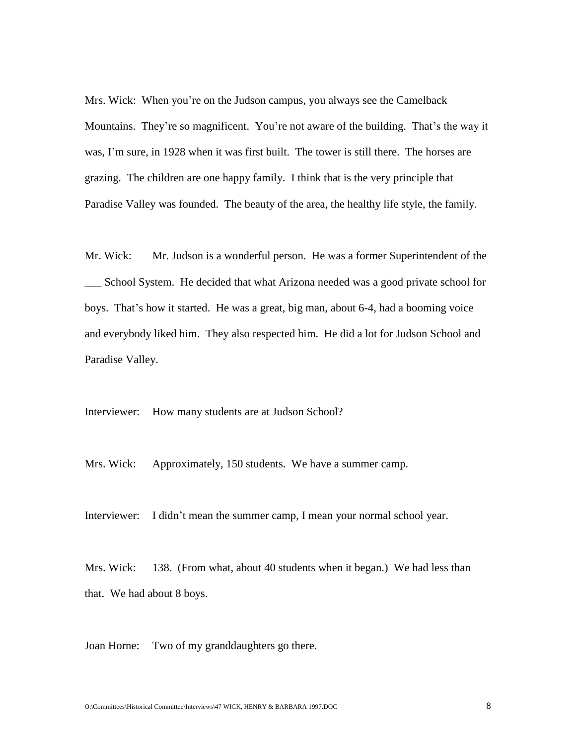Mrs. Wick: When you're on the Judson campus, you always see the Camelback Mountains. They're so magnificent. You're not aware of the building. That's the way it was, I'm sure, in 1928 when it was first built. The tower is still there. The horses are grazing. The children are one happy family. I think that is the very principle that Paradise Valley was founded. The beauty of the area, the healthy life style, the family.

Mr. Wick: Mr. Judson is a wonderful person. He was a former Superintendent of the ___ School System. He decided that what Arizona needed was a good private school for boys. That's how it started. He was a great, big man, about 6-4, had a booming voice and everybody liked him. They also respected him. He did a lot for Judson School and Paradise Valley.

Interviewer: How many students are at Judson School?

Mrs. Wick: Approximately, 150 students. We have a summer camp.

Interviewer: I didn't mean the summer camp, I mean your normal school year.

Mrs. Wick: 138. (From what, about 40 students when it began.) We had less than that. We had about 8 boys.

Joan Horne: Two of my granddaughters go there.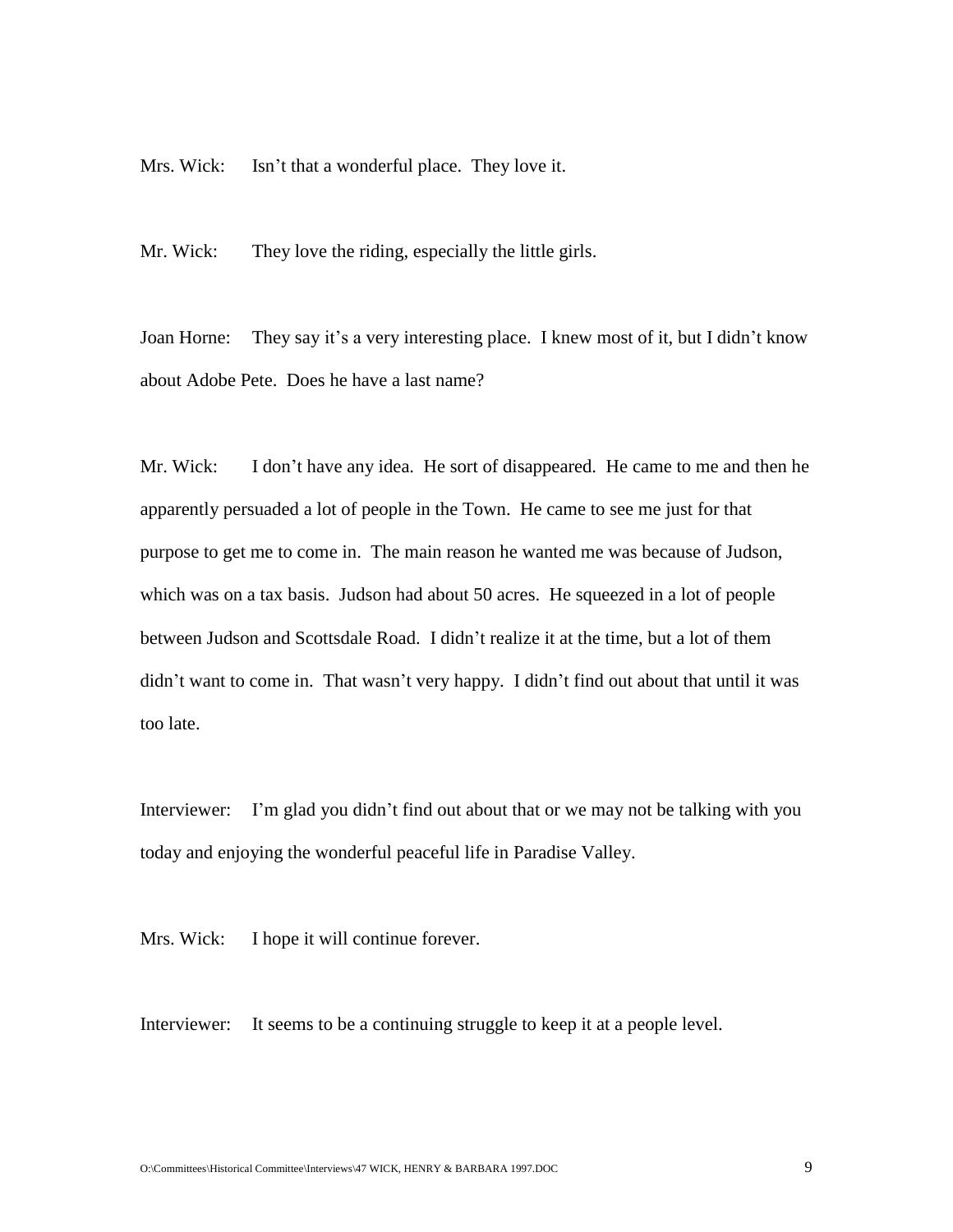Mrs. Wick: Isn't that a wonderful place. They love it.

Mr. Wick: They love the riding, especially the little girls.

Joan Horne: They say it's a very interesting place. I knew most of it, but I didn't know about Adobe Pete. Does he have a last name?

Mr. Wick: I don't have any idea. He sort of disappeared. He came to me and then he apparently persuaded a lot of people in the Town. He came to see me just for that purpose to get me to come in. The main reason he wanted me was because of Judson, which was on a tax basis. Judson had about 50 acres. He squeezed in a lot of people between Judson and Scottsdale Road. I didn't realize it at the time, but a lot of them didn't want to come in. That wasn't very happy. I didn't find out about that until it was too late.

Interviewer: I'm glad you didn't find out about that or we may not be talking with you today and enjoying the wonderful peaceful life in Paradise Valley.

Mrs. Wick: I hope it will continue forever.

Interviewer: It seems to be a continuing struggle to keep it at a people level.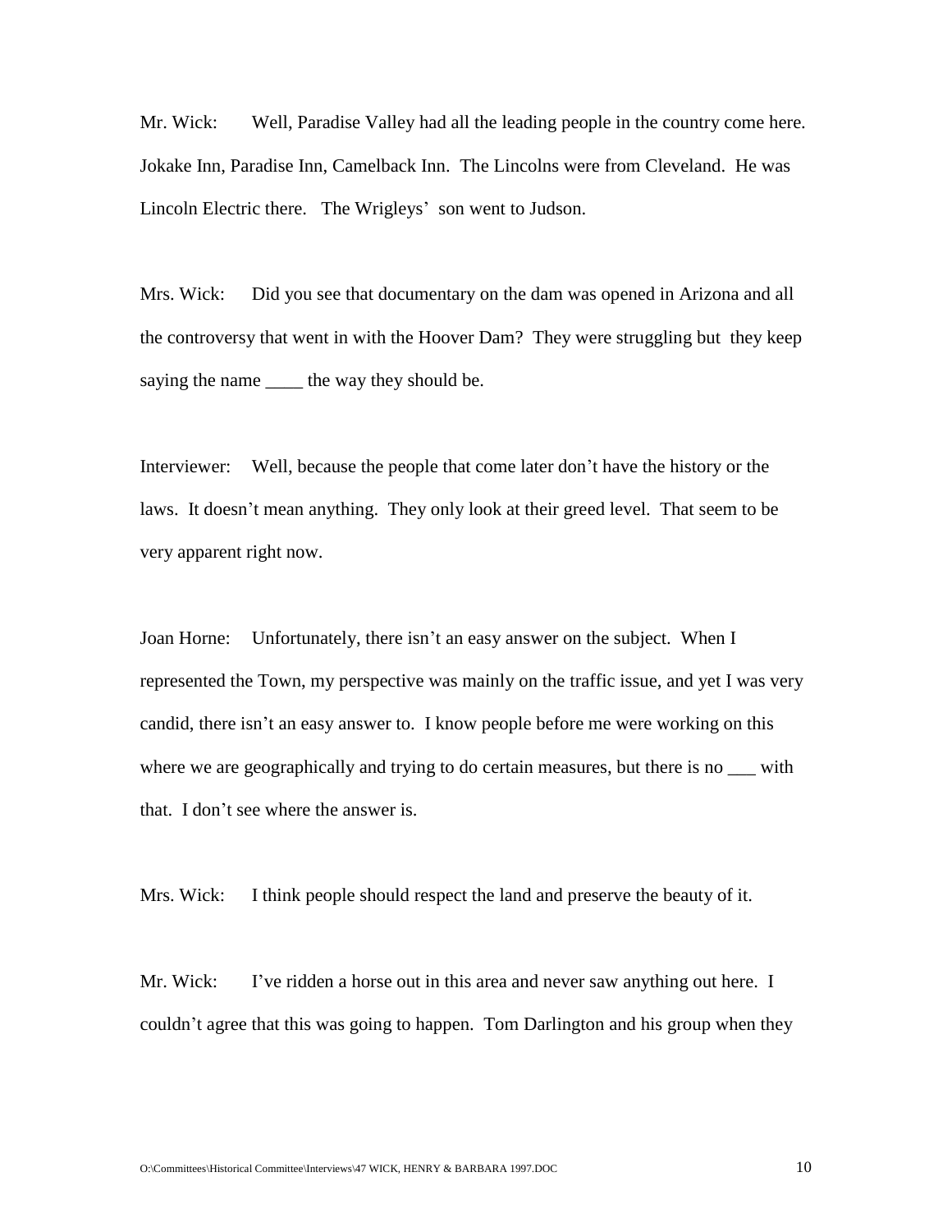Mr. Wick: Well, Paradise Valley had all the leading people in the country come here. Jokake Inn, Paradise Inn, Camelback Inn. The Lincolns were from Cleveland. He was Lincoln Electric there. The Wrigleys' son went to Judson.

Mrs. Wick: Did you see that documentary on the dam was opened in Arizona and all the controversy that went in with the Hoover Dam? They were struggling but they keep saying the name ____ the way they should be.

Interviewer: Well, because the people that come later don't have the history or the laws. It doesn't mean anything. They only look at their greed level. That seem to be very apparent right now.

Joan Horne: Unfortunately, there isn't an easy answer on the subject. When I represented the Town, my perspective was mainly on the traffic issue, and yet I was very candid, there isn't an easy answer to. I know people before me were working on this where we are geographically and trying to do certain measures, but there is no ___ with that. I don't see where the answer is.

Mrs. Wick: I think people should respect the land and preserve the beauty of it.

Mr. Wick: I've ridden a horse out in this area and never saw anything out here. I couldn't agree that this was going to happen. Tom Darlington and his group when they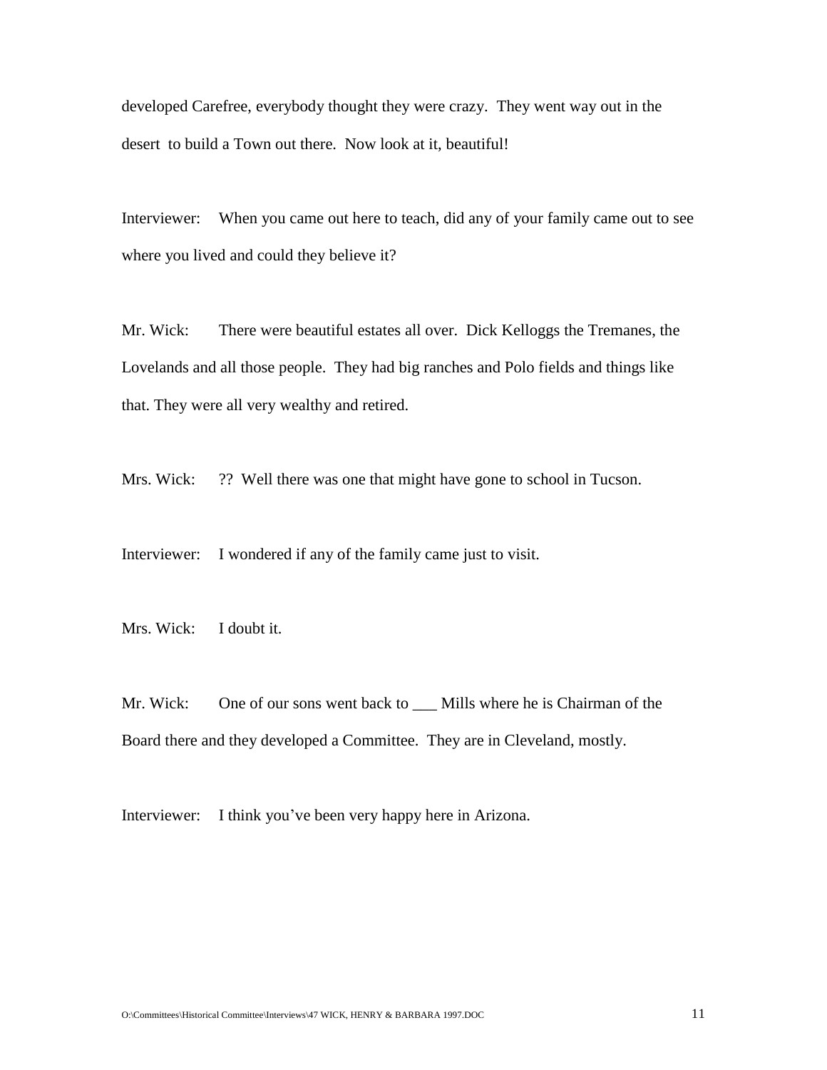developed Carefree, everybody thought they were crazy. They went way out in the desert to build a Town out there. Now look at it, beautiful!

Interviewer: When you came out here to teach, did any of your family came out to see where you lived and could they believe it?

Mr. Wick: There were beautiful estates all over. Dick Kelloggs the Tremanes, the Lovelands and all those people. They had big ranches and Polo fields and things like that. They were all very wealthy and retired.

Mrs. Wick: ?? Well there was one that might have gone to school in Tucson.

Interviewer: I wondered if any of the family came just to visit.

Mrs. Wick: I doubt it.

Mr. Wick: One of our sons went back to ___ Mills where he is Chairman of the Board there and they developed a Committee. They are in Cleveland, mostly.

Interviewer: I think you've been very happy here in Arizona.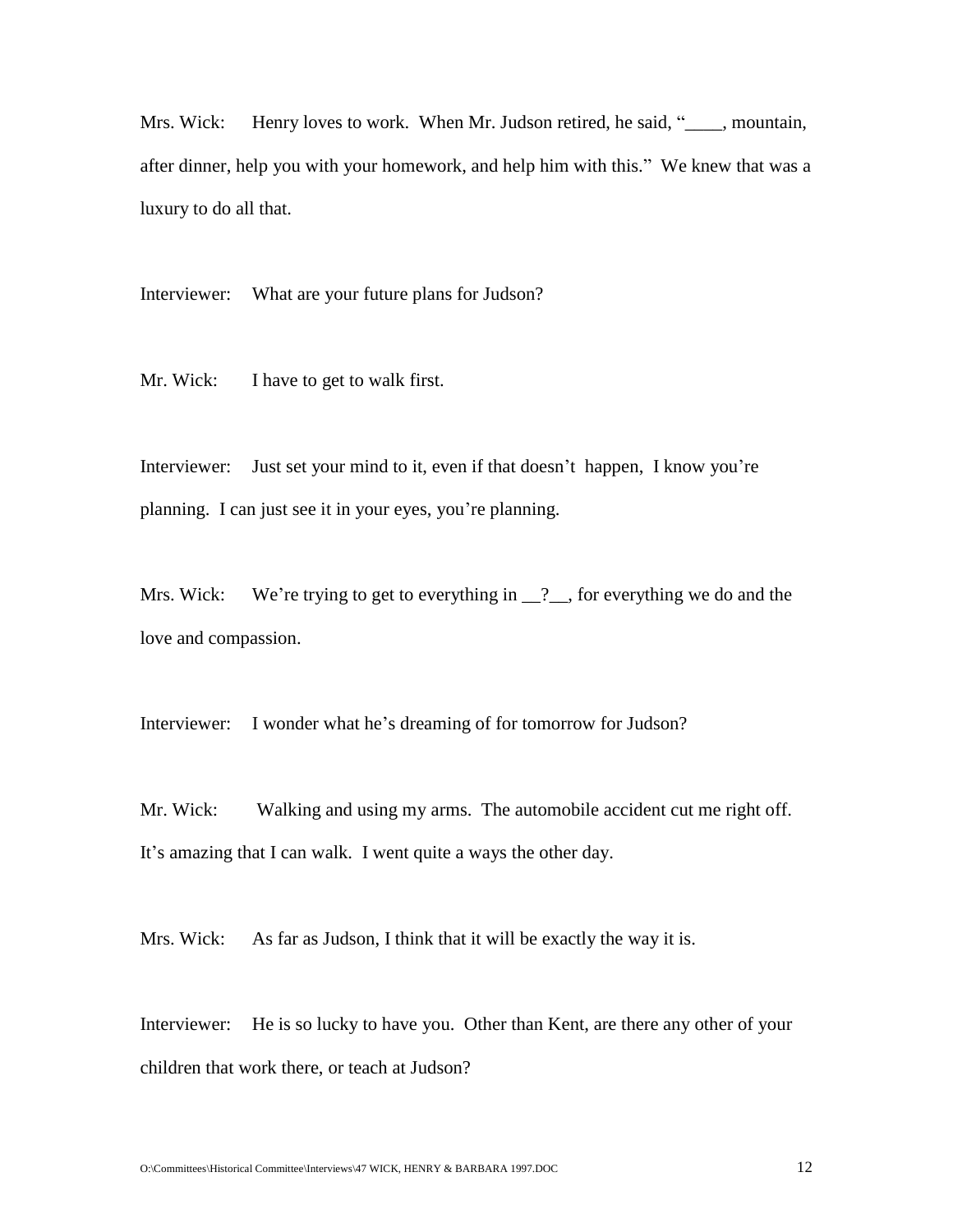Mrs. Wick: Henry loves to work. When Mr. Judson retired, he said, "____, mountain, after dinner, help you with your homework, and help him with this." We knew that was a luxury to do all that.

Interviewer: What are your future plans for Judson?

Mr. Wick: I have to get to walk first.

Interviewer: Just set your mind to it, even if that doesn't happen, I know you're planning. I can just see it in your eyes, you're planning.

Mrs. Wick: We're trying to get to everything in __?__, for everything we do and the love and compassion.

Interviewer: I wonder what he's dreaming of for tomorrow for Judson?

Mr. Wick: Walking and using my arms. The automobile accident cut me right off. It's amazing that I can walk. I went quite a ways the other day.

Mrs. Wick: As far as Judson, I think that it will be exactly the way it is.

Interviewer: He is so lucky to have you. Other than Kent, are there any other of your children that work there, or teach at Judson?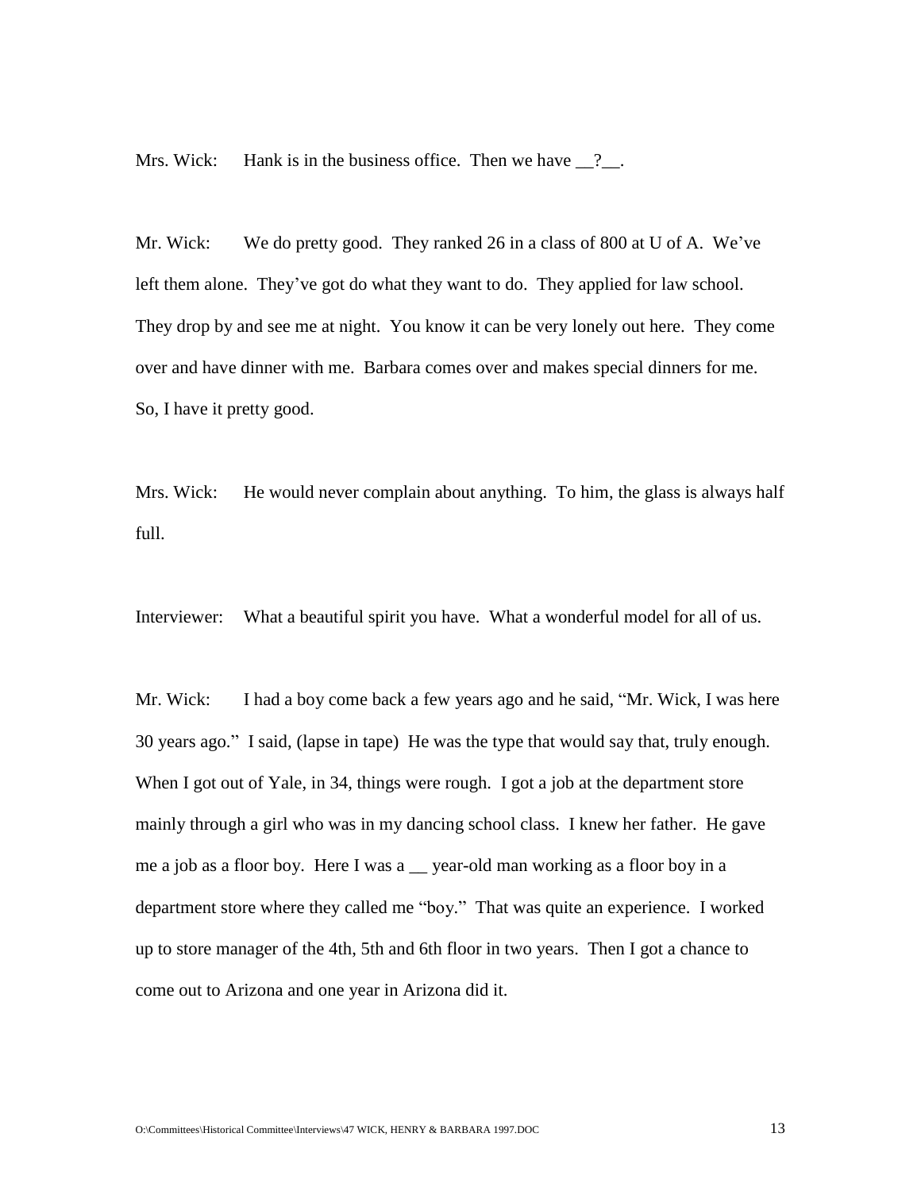Mrs. Wick: Hank is in the business office. Then we have __?__.

Mr. Wick: We do pretty good. They ranked 26 in a class of 800 at U of A. We've left them alone. They've got do what they want to do. They applied for law school. They drop by and see me at night. You know it can be very lonely out here. They come over and have dinner with me. Barbara comes over and makes special dinners for me. So, I have it pretty good.

Mrs. Wick: He would never complain about anything. To him, the glass is always half full.

Interviewer: What a beautiful spirit you have. What a wonderful model for all of us.

Mr. Wick: I had a boy come back a few years ago and he said, "Mr. Wick, I was here 30 years ago." I said, (lapse in tape) He was the type that would say that, truly enough. When I got out of Yale, in 34, things were rough. I got a job at the department store mainly through a girl who was in my dancing school class. I knew her father. He gave me a job as a floor boy. Here I was a __ year-old man working as a floor boy in a department store where they called me "boy." That was quite an experience. I worked up to store manager of the 4th, 5th and 6th floor in two years. Then I got a chance to come out to Arizona and one year in Arizona did it.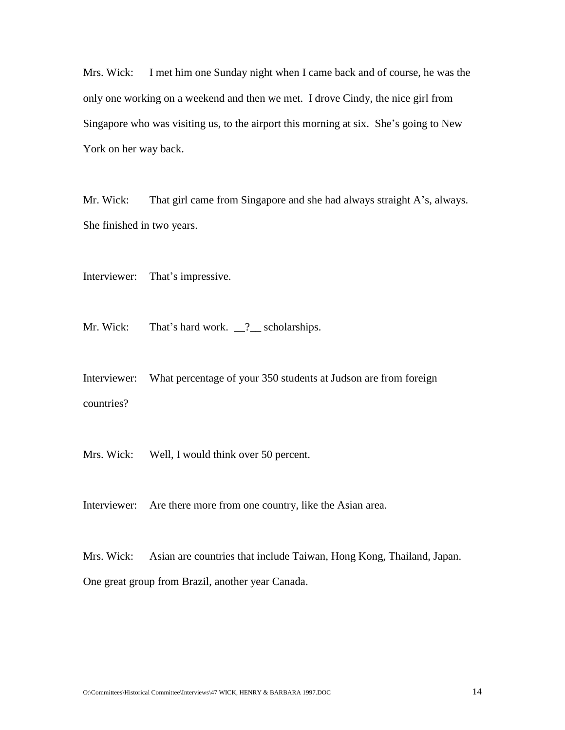Mrs. Wick: I met him one Sunday night when I came back and of course, he was the only one working on a weekend and then we met. I drove Cindy, the nice girl from Singapore who was visiting us, to the airport this morning at six. She's going to New York on her way back.

Mr. Wick: That girl came from Singapore and she had always straight A's, always. She finished in two years.

Interviewer: That's impressive.

Mr. Wick: That's hard work. __?__ scholarships.

Interviewer: What percentage of your 350 students at Judson are from foreign countries?

Mrs. Wick: Well, I would think over 50 percent.

Interviewer: Are there more from one country, like the Asian area.

Mrs. Wick: Asian are countries that include Taiwan, Hong Kong, Thailand, Japan. One great group from Brazil, another year Canada.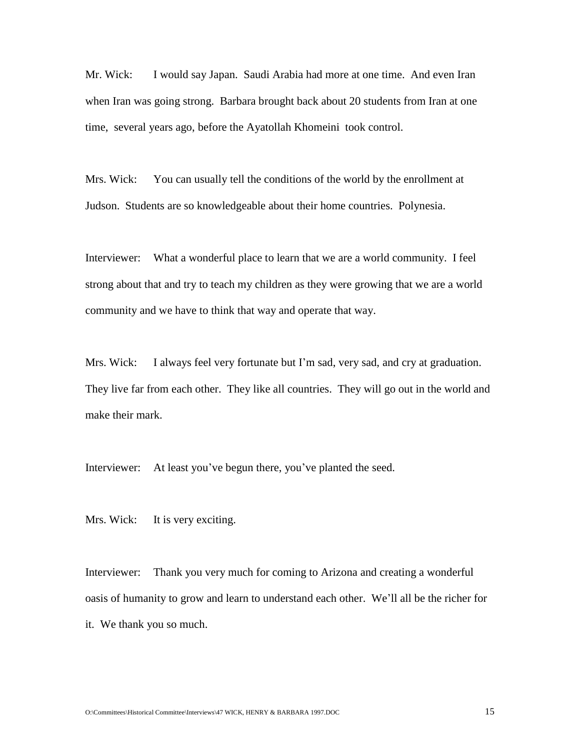Mr. Wick: I would say Japan. Saudi Arabia had more at one time. And even Iran when Iran was going strong. Barbara brought back about 20 students from Iran at one time, several years ago, before the Ayatollah Khomeini took control.

Mrs. Wick: You can usually tell the conditions of the world by the enrollment at Judson. Students are so knowledgeable about their home countries. Polynesia.

Interviewer: What a wonderful place to learn that we are a world community. I feel strong about that and try to teach my children as they were growing that we are a world community and we have to think that way and operate that way.

Mrs. Wick: I always feel very fortunate but I'm sad, very sad, and cry at graduation. They live far from each other. They like all countries. They will go out in the world and make their mark.

Interviewer: At least you've begun there, you've planted the seed.

Mrs. Wick: It is very exciting.

Interviewer: Thank you very much for coming to Arizona and creating a wonderful oasis of humanity to grow and learn to understand each other. We'll all be the richer for it. We thank you so much.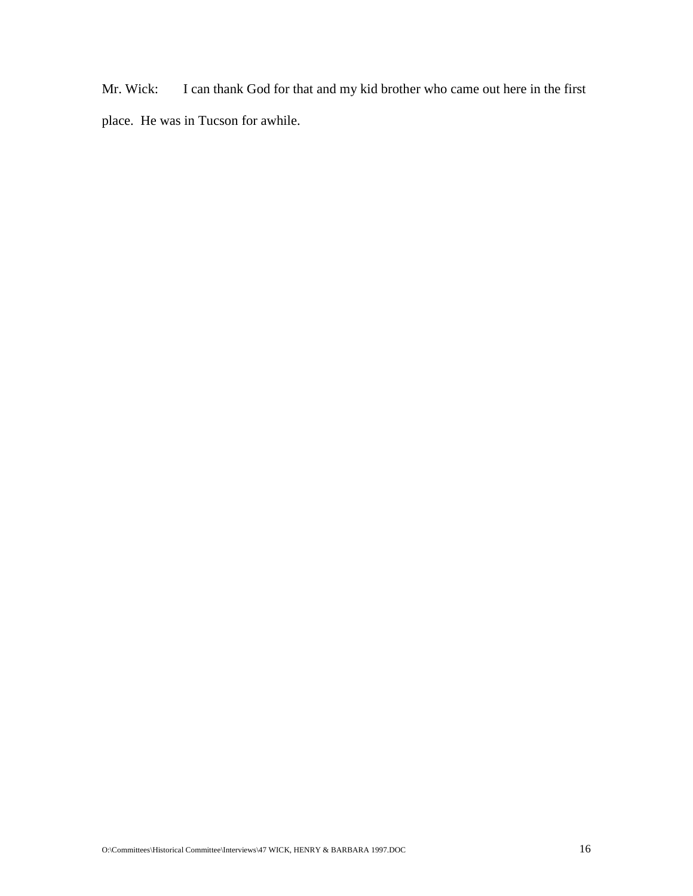Mr. Wick: I can thank God for that and my kid brother who came out here in the first place. He was in Tucson for awhile.